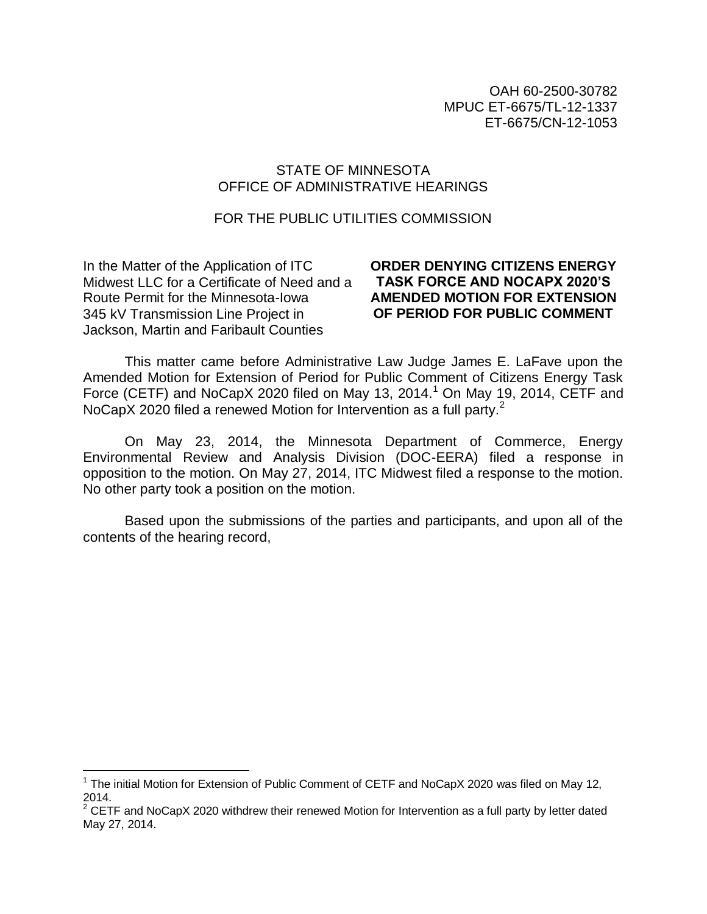OAH 60-2500-30782
MPUC ET-6675/TL-12-1337
ET-6675/CN-12-1053

STATE OF MINNESOTA
OFFICE OF ADMINISTRATIVE HEARINGS

FOR THE PUBLIC UTILITIES COMMISSION

In the Matter of the Application of ITC Midwest LLC for a Certificate of Need and a Route Permit for the Minnesota-Iowa 345 kV Transmission Line Project in Jackson, Martin and Faribault Counties

**ORDER DENYING CITIZENS ENERGY TASK FORCE AND NOCAPX 2020'S AMENDED MOTION FOR EXTENSION OF PERIOD FOR PUBLIC COMMENT**

This matter came before Administrative Law Judge James E. LaFave upon the Amended Motion for Extension of Period for Public Comment of Citizens Energy Task Force (CETF) and NoCapX 2020 filed on May 13, 2014.[1] On May 19, 2014, CETF and NoCapX 2020 filed a renewed Motion for Intervention as a full party.[2]

On May 23, 2014, the Minnesota Department of Commerce, Energy Environmental Review and Analysis Division (DOC-EERA) filed a response in opposition to the motion. On May 27, 2014, ITC Midwest filed a response to the motion. No other party took a position on the motion.

Based upon the submissions of the parties and participants, and upon all of the contents of the hearing record,

---

[1] The initial Motion for Extension of Public Comment of CETF and NoCapX 2020 was filed on May 12, 2014.

[2] CETF and NoCapX 2020 withdrew their renewed Motion for Intervention as a full party by letter dated May 27, 2014.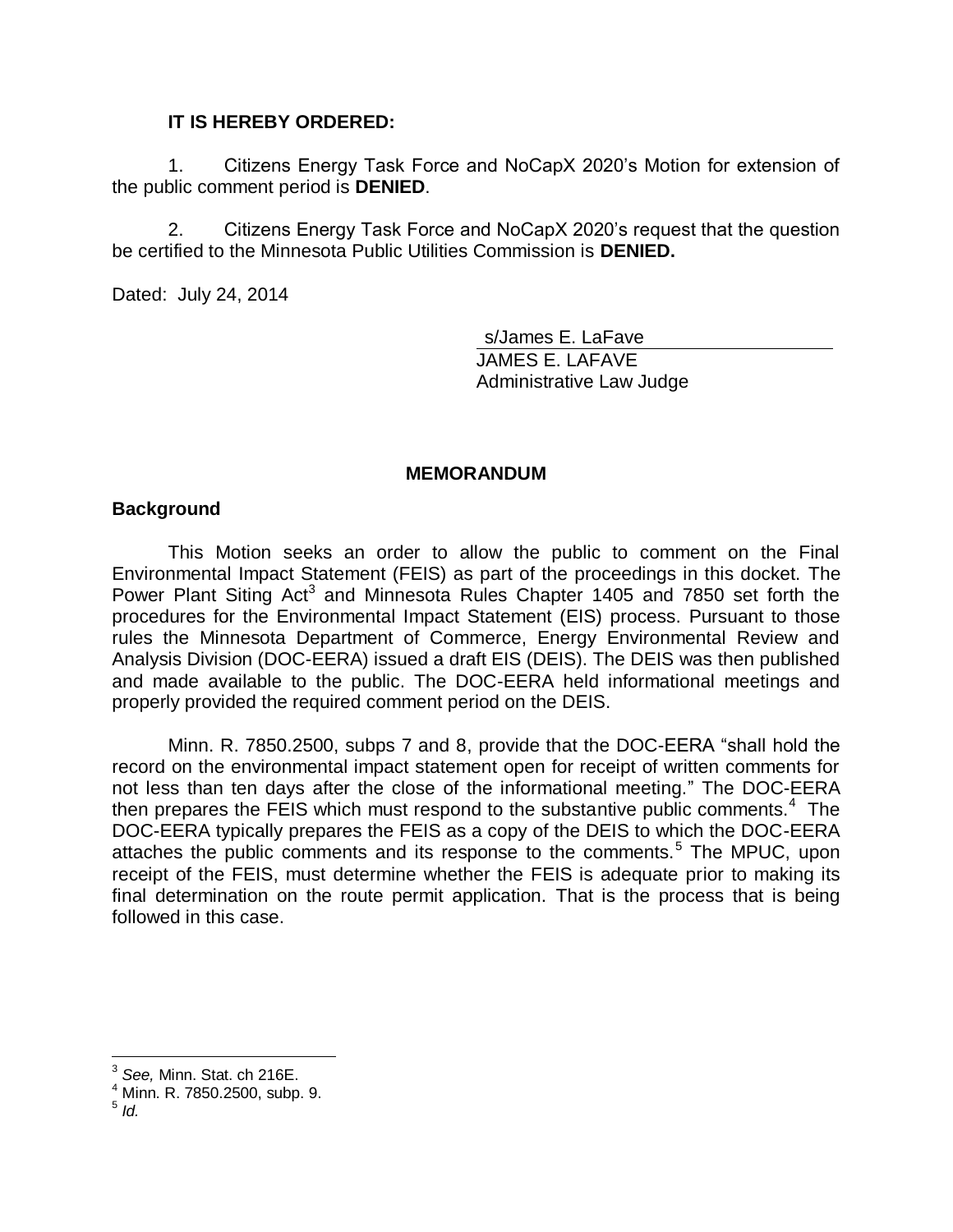**IT IS HEREBY ORDERED:**

1. Citizens Energy Task Force and NoCapX 2020's Motion for extension of the public comment period is **DENIED**.

2. Citizens Energy Task Force and NoCapX 2020's request that the question be certified to the Minnesota Public Utilities Commission is **DENIED.**

Dated: July 24, 2014

s/James E. LaFave
JAMES E. LAFAVE
Administrative Law Judge

## MEMORANDUM

### Background

This Motion seeks an order to allow the public to comment on the Final Environmental Impact Statement (FEIS) as part of the proceedings in this docket. The Power Plant Siting Act[3] and Minnesota Rules Chapter 1405 and 7850 set forth the procedures for the Environmental Impact Statement (EIS) process. Pursuant to those rules the Minnesota Department of Commerce, Energy Environmental Review and Analysis Division (DOC-EERA) issued a draft EIS (DEIS). The DEIS was then published and made available to the public. The DOC-EERA held informational meetings and properly provided the required comment period on the DEIS.

Minn. R. 7850.2500, subps 7 and 8, provide that the DOC-EERA "shall hold the record on the environmental impact statement open for receipt of written comments for not less than ten days after the close of the informational meeting." The DOC-EERA then prepares the FEIS which must respond to the substantive public comments.[4] The DOC-EERA typically prepares the FEIS as a copy of the DEIS to which the DOC-EERA attaches the public comments and its response to the comments.[5] The MPUC, upon receipt of the FEIS, must determine whether the FEIS is adequate prior to making its final determination on the route permit application. That is the process that is being followed in this case.

---

[3] *See,* Minn. Stat. ch 216E.
[4] Minn. R. 7850.2500, subp. 9.
[5] *Id.*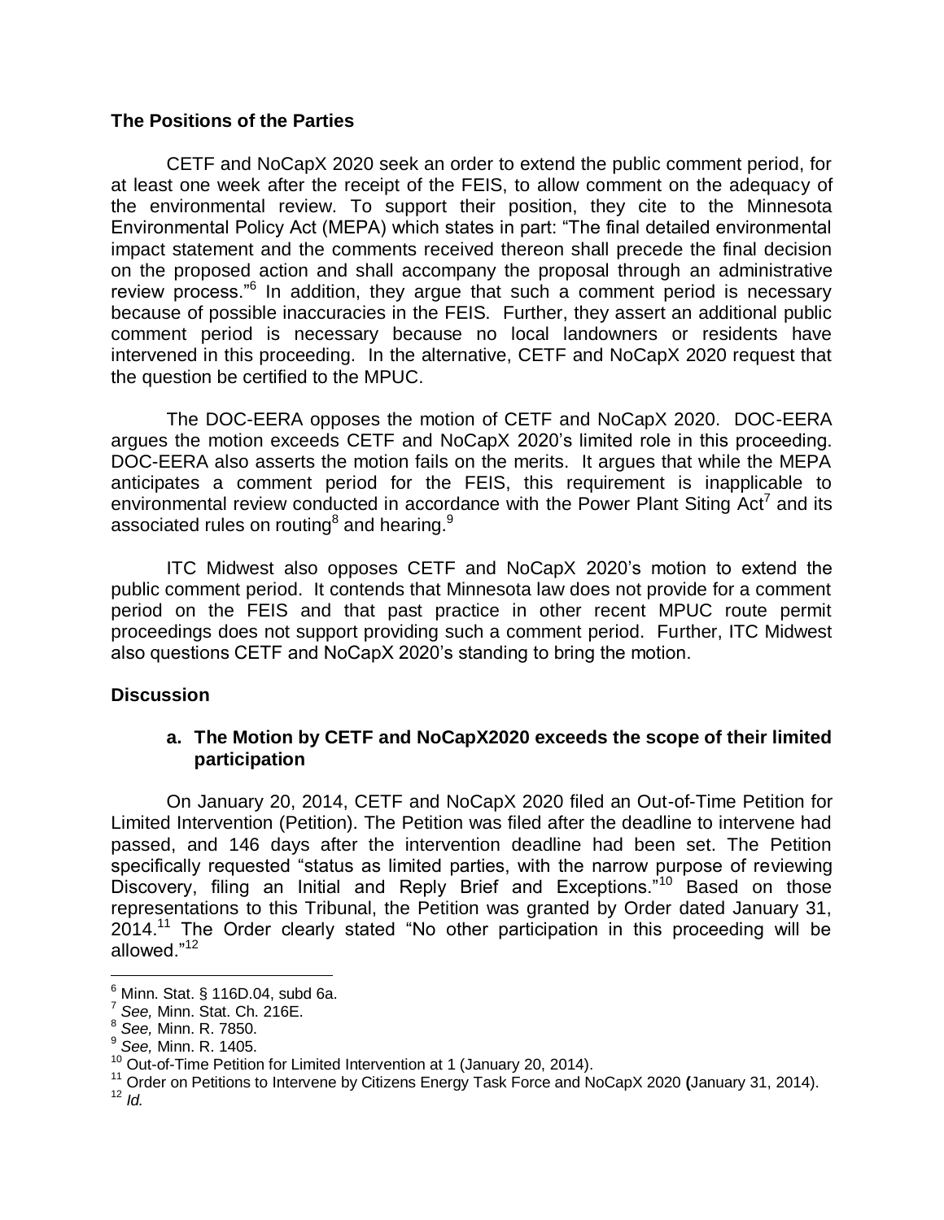### The Positions of the Parties

CETF and NoCapX 2020 seek an order to extend the public comment period, for at least one week after the receipt of the FEIS, to allow comment on the adequacy of the environmental review. To support their position, they cite to the Minnesota Environmental Policy Act (MEPA) which states in part: "The final detailed environmental impact statement and the comments received thereon shall precede the final decision on the proposed action and shall accompany the proposal through an administrative review process."[6] In addition, they argue that such a comment period is necessary because of possible inaccuracies in the FEIS. Further, they assert an additional public comment period is necessary because no local landowners or residents have intervened in this proceeding. In the alternative, CETF and NoCapX 2020 request that the question be certified to the MPUC.

The DOC-EERA opposes the motion of CETF and NoCapX 2020. DOC-EERA argues the motion exceeds CETF and NoCapX 2020's limited role in this proceeding. DOC-EERA also asserts the motion fails on the merits. It argues that while the MEPA anticipates a comment period for the FEIS, this requirement is inapplicable to environmental review conducted in accordance with the Power Plant Siting Act[7] and its associated rules on routing[8] and hearing.[9]

ITC Midwest also opposes CETF and NoCapX 2020's motion to extend the public comment period. It contends that Minnesota law does not provide for a comment period on the FEIS and that past practice in other recent MPUC route permit proceedings does not support providing such a comment period. Further, ITC Midwest also questions CETF and NoCapX 2020's standing to bring the motion.

### Discussion

#### a. The Motion by CETF and NoCapX2020 exceeds the scope of their limited participation

On January 20, 2014, CETF and NoCapX 2020 filed an Out-of-Time Petition for Limited Intervention (Petition). The Petition was filed after the deadline to intervene had passed, and 146 days after the intervention deadline had been set. The Petition specifically requested "status as limited parties, with the narrow purpose of reviewing Discovery, filing an Initial and Reply Brief and Exceptions."[10] Based on those representations to this Tribunal, the Petition was granted by Order dated January 31, 2014.[11] The Order clearly stated "No other participation in this proceeding will be allowed."[12]

---

[6] Minn. Stat. § 116D.04, subd 6a.

[7] *See,* Minn. Stat. Ch. 216E.

[8] *See,* Minn. R. 7850.

[9] *See,* Minn. R. 1405.

[10] Out-of-Time Petition for Limited Intervention at 1 (January 20, 2014).

[11] Order on Petitions to Intervene by Citizens Energy Task Force and NoCapX 2020 **(**January 31, 2014).

[12] *Id.*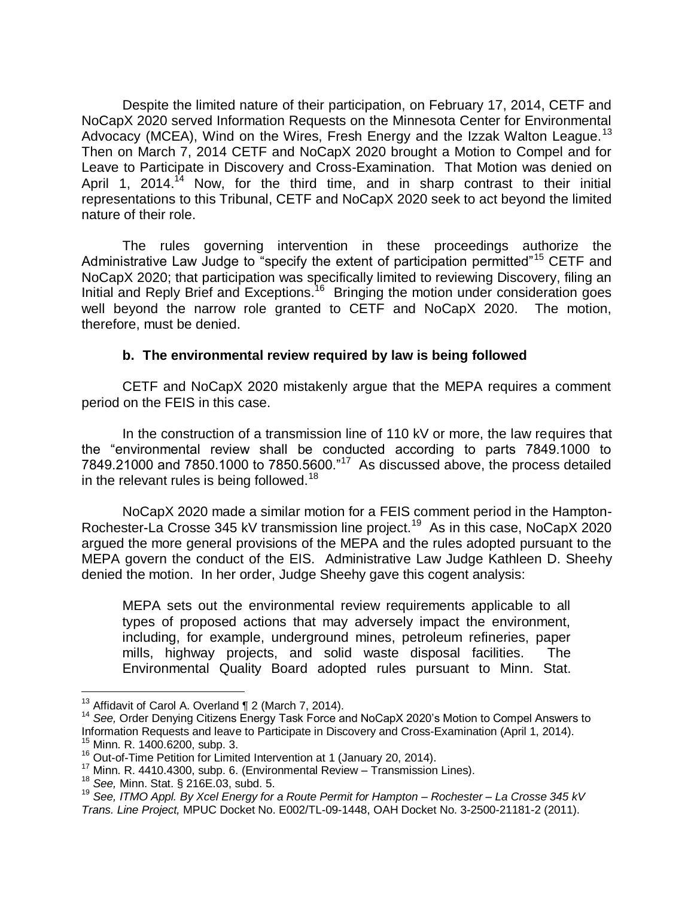Despite the limited nature of their participation, on February 17, 2014, CETF and NoCapX 2020 served Information Requests on the Minnesota Center for Environmental Advocacy (MCEA), Wind on the Wires, Fresh Energy and the Izzak Walton League.[13] Then on March 7, 2014 CETF and NoCapX 2020 brought a Motion to Compel and for Leave to Participate in Discovery and Cross-Examination. That Motion was denied on April 1, 2014.[14] Now, for the third time, and in sharp contrast to their initial representations to this Tribunal, CETF and NoCapX 2020 seek to act beyond the limited nature of their role.

The rules governing intervention in these proceedings authorize the Administrative Law Judge to "specify the extent of participation permitted"[15] CETF and NoCapX 2020; that participation was specifically limited to reviewing Discovery, filing an Initial and Reply Brief and Exceptions.[16] Bringing the motion under consideration goes well beyond the narrow role granted to CETF and NoCapX 2020. The motion, therefore, must be denied.

**b. The environmental review required by law is being followed**

CETF and NoCapX 2020 mistakenly argue that the MEPA requires a comment period on the FEIS in this case.

In the construction of a transmission line of 110 kV or more, the law requires that the "environmental review shall be conducted according to parts 7849.1000 to 7849.21000 and 7850.1000 to 7850.5600."[17] As discussed above, the process detailed in the relevant rules is being followed.[18]

NoCapX 2020 made a similar motion for a FEIS comment period in the Hampton-Rochester-La Crosse 345 kV transmission line project.[19] As in this case, NoCapX 2020 argued the more general provisions of the MEPA and the rules adopted pursuant to the MEPA govern the conduct of the EIS. Administrative Law Judge Kathleen D. Sheehy denied the motion. In her order, Judge Sheehy gave this cogent analysis:

> MEPA sets out the environmental review requirements applicable to all types of proposed actions that may adversely impact the environment, including, for example, underground mines, petroleum refineries, paper mills, highway projects, and solid waste disposal facilities. The Environmental Quality Board adopted rules pursuant to Minn. Stat.

---

[13] Affidavit of Carol A. Overland ¶ 2 (March 7, 2014).

[14] *See,* Order Denying Citizens Energy Task Force and NoCapX 2020's Motion to Compel Answers to Information Requests and leave to Participate in Discovery and Cross-Examination (April 1, 2014).

[15] Minn. R. 1400.6200, subp. 3.

[16] Out-of-Time Petition for Limited Intervention at 1 (January 20, 2014).

[17] Minn. R. 4410.4300, subp. 6. (Environmental Review – Transmission Lines).

[18] *See,* Minn. Stat. § 216E.03, subd. 5.

[19] *See, ITMO Appl. By Xcel Energy for a Route Permit for Hampton – Rochester – La Crosse 345 kV Trans. Line Project,* MPUC Docket No. E002/TL-09-1448, OAH Docket No. 3-2500-21181-2 (2011).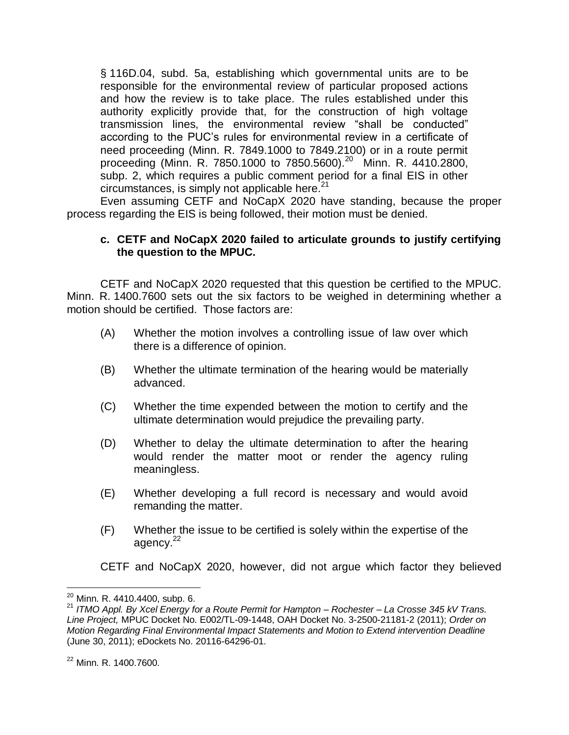§ 116D.04, subd. 5a, establishing which governmental units are to be responsible for the environmental review of particular proposed actions and how the review is to take place. The rules established under this authority explicitly provide that, for the construction of high voltage transmission lines, the environmental review "shall be conducted" according to the PUC's rules for environmental review in a certificate of need proceeding (Minn. R. 7849.1000 to 7849.2100) or in a route permit proceeding (Minn. R. 7850.1000 to 7850.5600).[20] Minn. R. 4410.2800, subp. 2, which requires a public comment period for a final EIS in other circumstances, is simply not applicable here.[21]

Even assuming CETF and NoCapX 2020 have standing, because the proper process regarding the EIS is being followed, their motion must be denied.

### c. CETF and NoCapX 2020 failed to articulate grounds to justify certifying the question to the MPUC.

CETF and NoCapX 2020 requested that this question be certified to the MPUC. Minn. R. 1400.7600 sets out the six factors to be weighed in determining whether a motion should be certified. Those factors are:

(A) Whether the motion involves a controlling issue of law over which there is a difference of opinion.

(B) Whether the ultimate termination of the hearing would be materially advanced.

(C) Whether the time expended between the motion to certify and the ultimate determination would prejudice the prevailing party.

(D) Whether to delay the ultimate determination to after the hearing would render the matter moot or render the agency ruling meaningless.

(E) Whether developing a full record is necessary and would avoid remanding the matter.

(F) Whether the issue to be certified is solely within the expertise of the agency.[22]

CETF and NoCapX 2020, however, did not argue which factor they believed

---

[20] Minn. R. 4410.4400, subp. 6.

[21] *ITMO Appl. By Xcel Energy for a Route Permit for Hampton – Rochester – La Crosse 345 kV Trans. Line Project,* MPUC Docket No. E002/TL-09-1448, OAH Docket No. 3-2500-21181-2 (2011); *Order on Motion Regarding Final Environmental Impact Statements and Motion to Extend intervention Deadline* (June 30, 2011); eDockets No. 20116-64296-01.

[22] Minn. R. 1400.7600.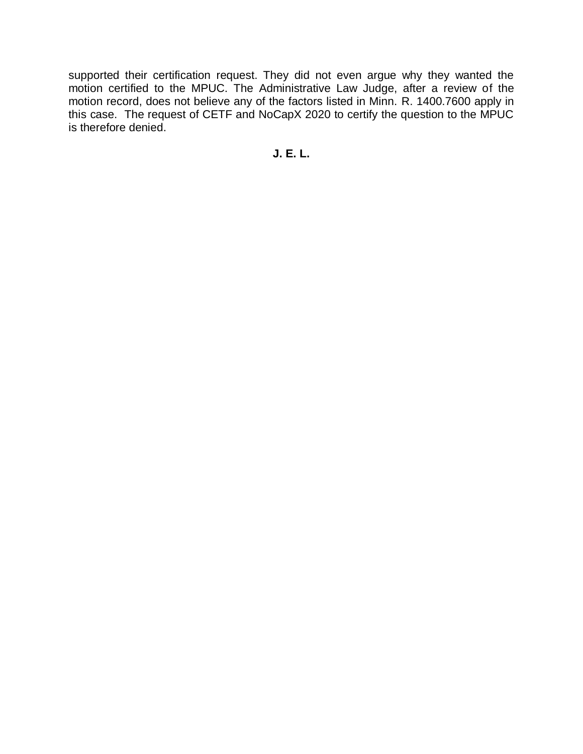supported their certification request. They did not even argue why they wanted the motion certified to the MPUC. The Administrative Law Judge, after a review of the motion record, does not believe any of the factors listed in Minn. R. 1400.7600 apply in this case. The request of CETF and NoCapX 2020 to certify the question to the MPUC is therefore denied.

**J. E. L.**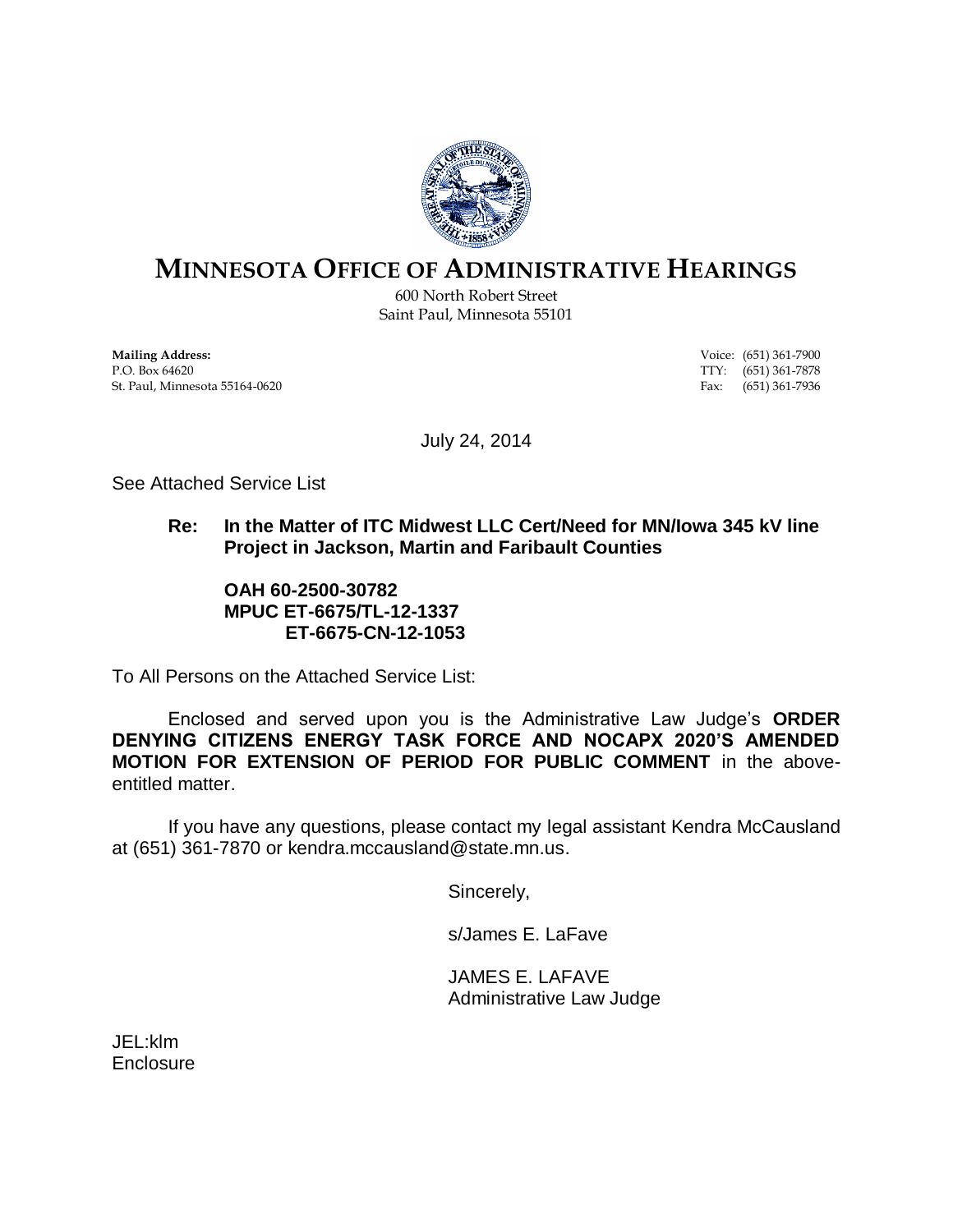# MINNESOTA OFFICE OF ADMINISTRATIVE HEARINGS

600 North Robert Street
Saint Paul, Minnesota 55101

**Mailing Address:**
P.O. Box 64620
St. Paul, Minnesota 55164-0620

Voice: (651) 361-7900
TTY: (651) 361-7878
Fax: (651) 361-7936

July 24, 2014

See Attached Service List

**Re: In the Matter of ITC Midwest LLC Cert/Need for MN/Iowa 345 kV line Project in Jackson, Martin and Faribault Counties**

**OAH 60-2500-30782**
**MPUC ET-6675/TL-12-1337**
**ET-6675-CN-12-1053**

To All Persons on the Attached Service List:

Enclosed and served upon you is the Administrative Law Judge's **ORDER DENYING CITIZENS ENERGY TASK FORCE AND NOCAPX 2020'S AMENDED MOTION FOR EXTENSION OF PERIOD FOR PUBLIC COMMENT** in the above-entitled matter.

If you have any questions, please contact my legal assistant Kendra McCausland at (651) 361-7870 or kendra.mccausland@state.mn.us.

Sincerely,

s/James E. LaFave

JAMES E. LAFAVE
Administrative Law Judge

JEL:klm
Enclosure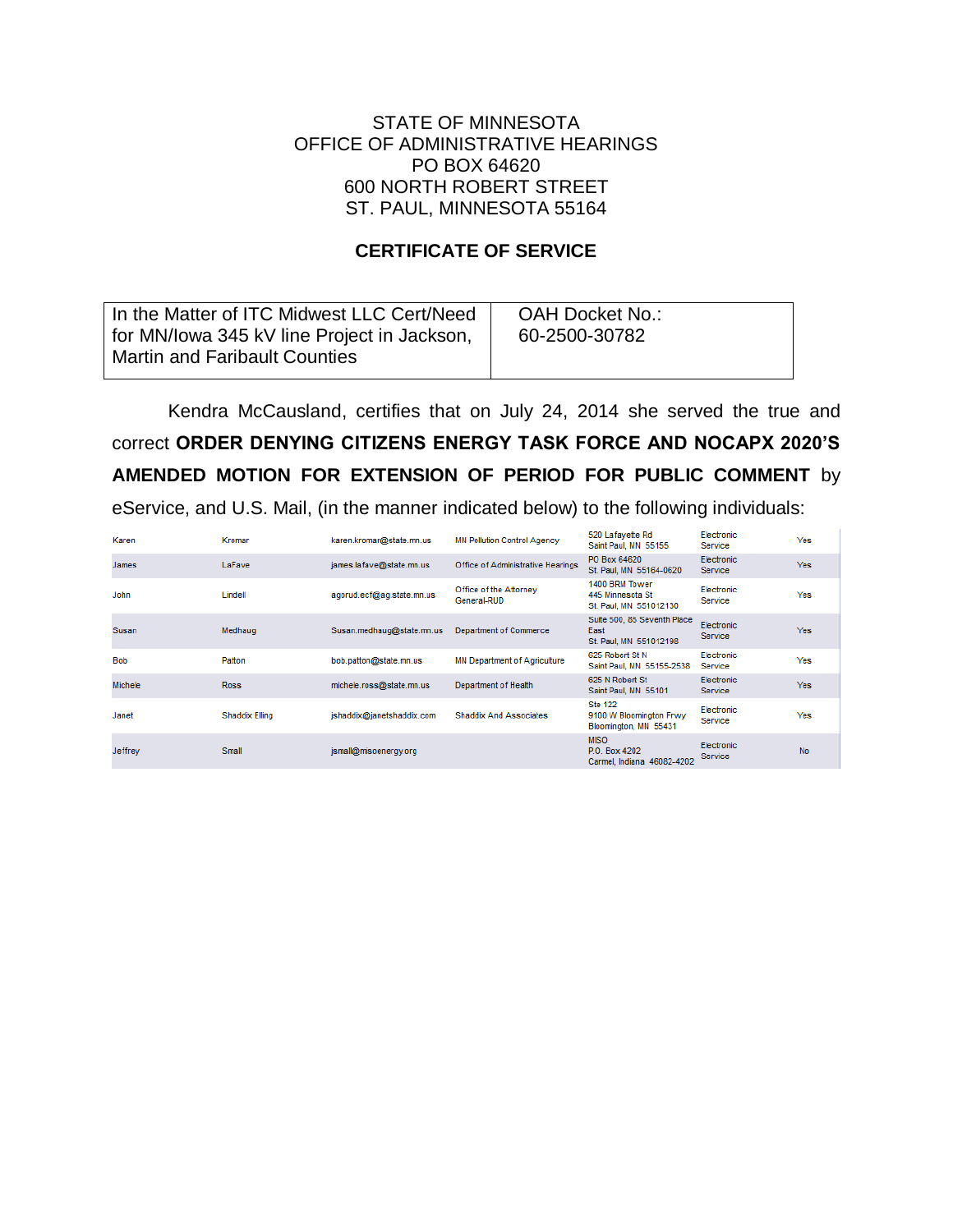STATE OF MINNESOTA
OFFICE OF ADMINISTRATIVE HEARINGS
PO BOX 64620
600 NORTH ROBERT STREET
ST. PAUL, MINNESOTA 55164

## CERTIFICATE OF SERVICE

| In the Matter of ITC Midwest LLC Cert/Need for MN/Iowa 345 kV line Project in Jackson, Martin and Faribault Counties | OAH Docket No.: 60-2500-30782 |
|---|---|

Kendra McCausland, certifies that on July 24, 2014 she served the true and correct **ORDER DENYING CITIZENS ENERGY TASK FORCE AND NOCAPX 2020'S AMENDED MOTION FOR EXTENSION OF PERIOD FOR PUBLIC COMMENT** by eService, and U.S. Mail, (in the manner indicated below) to the following individuals:

| | | | | | | |
|---|---|---|---|---|---|---|
| Karen | Kromar | karen.kromar@state.mn.us | MN Pollution Control Agency | 520 Lafayette Rd<br>Saint Paul, MN 55155 | Electronic Service | Yes |
| James | LaFave | james.lafave@state.mn.us | Office of Administrative Hearings | PO Box 64620<br>St. Paul, MN 55164-0620 | Electronic Service | Yes |
| John | Lindell | agorud.ecf@ag.state.mn.us | Office of the Attorney General-RUD | 1400 BRM Tower<br>445 Minnesota St<br>St. Paul, MN 551012130 | Electronic Service | Yes |
| Susan | Medhaug | Susan.medhaug@state.mn.us | Department of Commerce | Suite 500, 85 Seventh Place East<br>St. Paul, MN 551012198 | Electronic Service | Yes |
| Bob | Patton | bob.patton@state.mn.us | MN Department of Agriculture | 625 Robert St N<br>Saint Paul, MN 55155-2538 | Electronic Service | Yes |
| Michele | Ross | michele.ross@state.mn.us | Department of Health | 625 N Robert St<br>Saint Paul, MN 55101 | Electronic Service | Yes |
| Janet | Shaddix Elling | jshaddix@janetshaddix.com | Shaddix And Associates | Ste 122<br>9100 W Bloomington Frwy<br>Bloomington, MN 55431 | Electronic Service | Yes |
| Jeffrey | Small | jsmall@misoenergy.org | | MISO<br>P.O. Box 4202<br>Carmel, Indiana 46082-4202 | Electronic Service | No |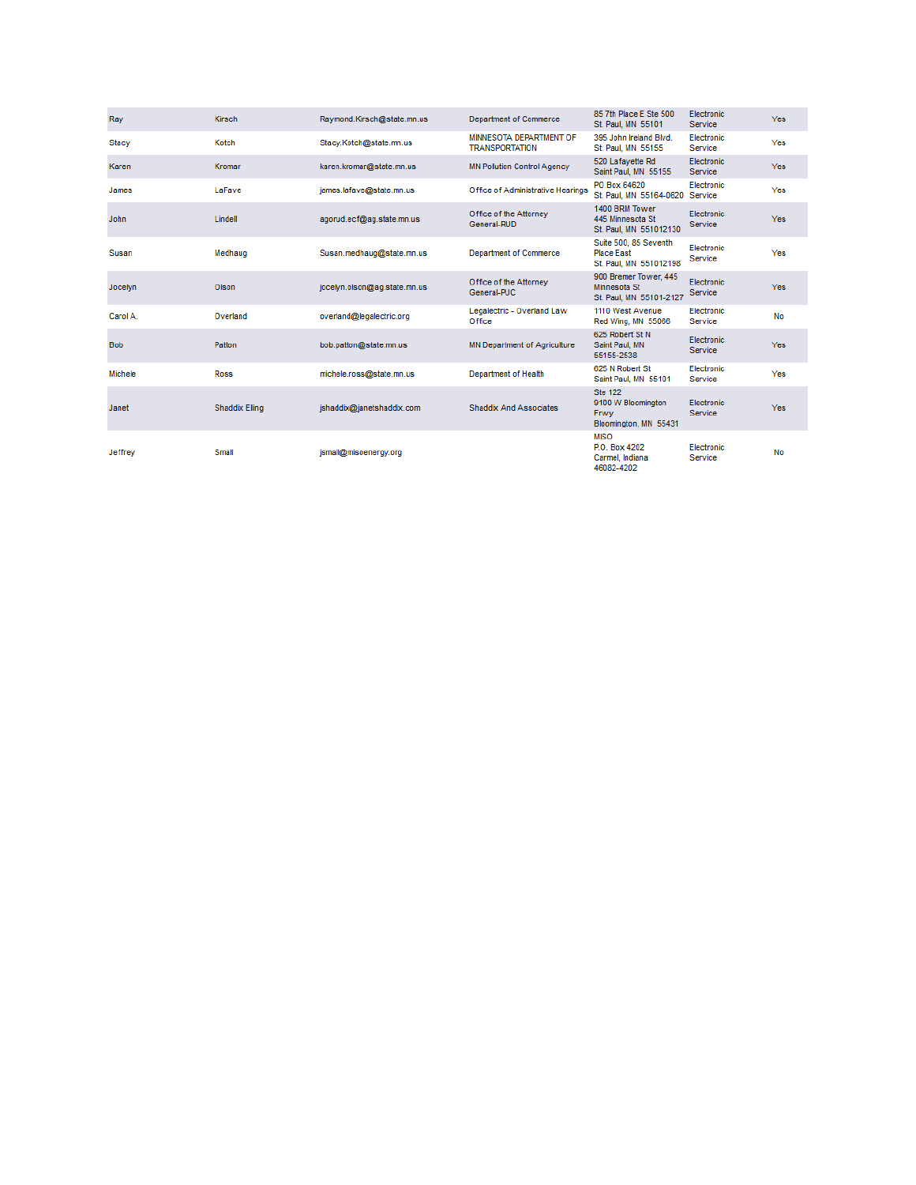| Ray | Kirsch | Raymond.Kirsch@state.mn.us | Department of Commerce | 85 7th Place E Ste 500<br>St. Paul, MN 55101 | Electronic Service | Yes |
|---|---|---|---|---|---|---|
| Stacy | Kotch | Stacy.Kotch@state.mn.us | MINNESOTA DEPARTMENT OF TRANSPORTATION | 395 John Ireland Blvd.<br>St. Paul, MN 55155 | Electronic Service | Yes |
| Karen | Kromar | karen.kromar@state.mn.us | MN Pollution Control Agency | 520 Lafayette Rd<br>Saint Paul, MN 55155 | Electronic Service | Yes |
| James | LaFave | james.lafave@state.mn.us | Office of Administrative Hearings | PO Box 64620<br>St. Paul, MN 55164-0620 | Electronic Service | Yes |
| John | Lindell | agorud.ecf@ag.state.mn.us | Office of the Attorney General-RUD | 1400 BRM Tower<br>445 Minnesota St<br>St. Paul, MN 551012130 | Electronic Service | Yes |
| Susan | Medhaug | Susan.medhaug@state.mn.us | Department of Commerce | Suite 500, 85 Seventh Place East<br>St. Paul, MN 551012198 | Electronic Service | Yes |
| Jocelyn | Olson | jocelyn.olson@ag.state.mn.us | Office of the Attorney General-PUC | 900 Bremer Tower, 445 Minnesota St<br>St. Paul, MN 55101-2127 | Electronic Service | Yes |
| Carol A. | Overland | overland@legalectric.org | Legalectric - Overland Law Office | 1110 West Avenue<br>Red Wing, MN 55066 | Electronic Service | No |
| Bob | Patton | bob.patton@state.mn.us | MN Department of Agriculture | 625 Robert St N<br>Saint Paul, MN 55155-2538 | Electronic Service | Yes |
| Michele | Ross | michele.ross@state.mn.us | Department of Health | 625 N Robert St<br>Saint Paul, MN 55101 | Electronic Service | Yes |
| Janet | Shaddix Elling | jshaddix@janetshaddix.com | Shaddix And Associates | Ste 122<br>9100 W Bloomington Frwy<br>Bloomington, MN 55431 | Electronic Service | Yes |
| Jeffrey | Small | jsmall@misoenergy.org | | MISO<br>P.O. Box 4202<br>Carmel, Indiana 46082-4202 | Electronic Service | No |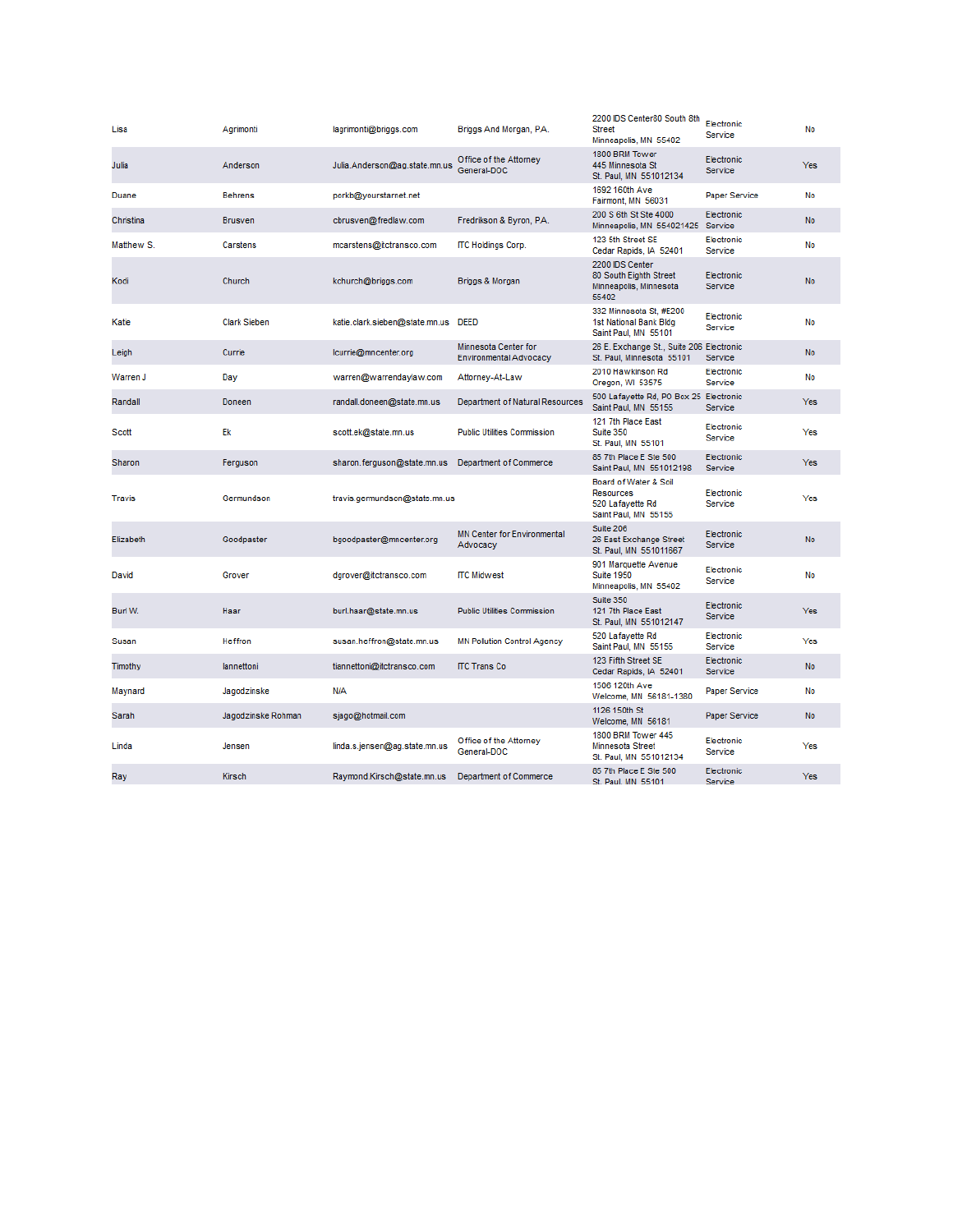| Lisa | Agrimonti | lagrimonti@briggs.com | Briggs And Morgan, P.A. | 2200 IDS Center80 South 8th Street<br>Minneapolis, MN 55402 | Electronic Service | No |
|---|---|---|---|---|---|---|
| Julia | Anderson | Julia.Anderson@ag.state.mn.us | Office of the Attorney General-DOC | 1800 BRM Tower<br>445 Minnesota St<br>St. Paul, MN 551012134 | Electronic Service | Yes |
| Duane | Behrens | porkb@yourstarnet.net | | 1692 160th Ave<br>Fairmont, MN 56031 | Paper Service | No |
| Christina | Brusven | cbrusven@fredlaw.com | Fredrikson & Byron, P.A. | 200 S 6th St Ste 4000<br>Minneapolis, MN 554021425 | Electronic Service | No |
| Matthew S. | Carstens | mcarstens@itctransco.com | ITC Holdings Corp. | 123 5th Street SE<br>Cedar Rapids, IA 52401 | Electronic Service | No |
| Kodi | Church | kchurch@briggs.com | Briggs & Morgan | 2200 IDS Center<br>80 South Eighth Street<br>Minneapolis, Minnesota 55402 | Electronic Service | No |
| Kate | Clark Sieben | katie.clark.sieben@state.mn.us | DEED | 332 Minnesota St, #E200<br>1st National Bank Bldg<br>Saint Paul, MN 55101 | Electronic Service | No |
| Leigh | Currie | lcurrie@mncenter.org | Minnesota Center for Environmental Advocacy | 26 E. Exchange St., Suite 206<br>St. Paul, Minnesota 55101 | Electronic Service | No |
| Warren J | Day | warren@warrendaylaw.com | Attorney-At-Law | 2010 Hawkinson Rd<br>Oregon, WI 53575 | Electronic Service | No |
| Randall | Doneen | randall.doneen@state.mn.us | Department of Natural Resources | 500 Lafayette Rd, PO Box 25<br>Saint Paul, MN 55155 | Electronic Service | Yes |
| Scott | Ek | scott.ek@state.mn.us | Public Utilities Commission | 121 7th Place East<br>Suite 350<br>St. Paul, MN 55101 | Electronic Service | Yes |
| Sharon | Ferguson | sharon.ferguson@state.mn.us | Department of Commerce | 85 7th Place E Ste 500<br>Saint Paul, MN 551012198 | Electronic Service | Yes |
| Travis | Germundson | travis.germundson@state.mn.us | | Board of Water & Soil Resources<br>520 Lafayette Rd<br>Saint Paul, MN 55155 | Electronic Service | Yes |
| Elizabeth | Goodpaster | bgoodpaster@mncenter.org | MN Center for Environmental Advocacy | Suite 206<br>26 East Exchange Street<br>St. Paul, MN 551011667 | Electronic Service | No |
| David | Grover | dgrover@itctransco.com | ITC Midwest | 901 Marquette Avenue<br>Suite 1950<br>Minneapolis, MN 55402 | Electronic Service | No |
| Burl W. | Haar | burl.haar@state.mn.us | Public Utilities Commission | Suite 350<br>121 7th Place East<br>St. Paul, MN 551012147 | Electronic Service | Yes |
| Susan | Heffron | susan.heffron@state.mn.us | MN Pollution Control Agency | 520 Lafayette Rd<br>Saint Paul, MN 55155 | Electronic Service | Yes |
| Timothy | Iannettoni | tiannettoni@itctransco.com | ITC Trans Co | 123 Fifth Street SE<br>Cedar Rapids, IA 52401 | Electronic Service | No |
| Maynard | Jagodzinske | N/A | | 1506 120th Ave<br>Welcome, MN 56181-1380 | Paper Service | No |
| Sarah | Jagodzinske Rohman | sjago@hotmail.com | | 1126 150th St<br>Welcome, MN 56181 | Paper Service | No |
| Linda | Jensen | linda.s.jensen@ag.state.mn.us | Office of the Attorney General-DOC | 1800 BRM Tower 445 Minnesota Street<br>St. Paul, MN 551012134 | Electronic Service | Yes |
| Ray | Kirsch | Raymond.Kirsch@state.mn.us | Department of Commerce | 85 7th Place E Ste 500<br>St. Paul, MN 55101 | Electronic Service | Yes |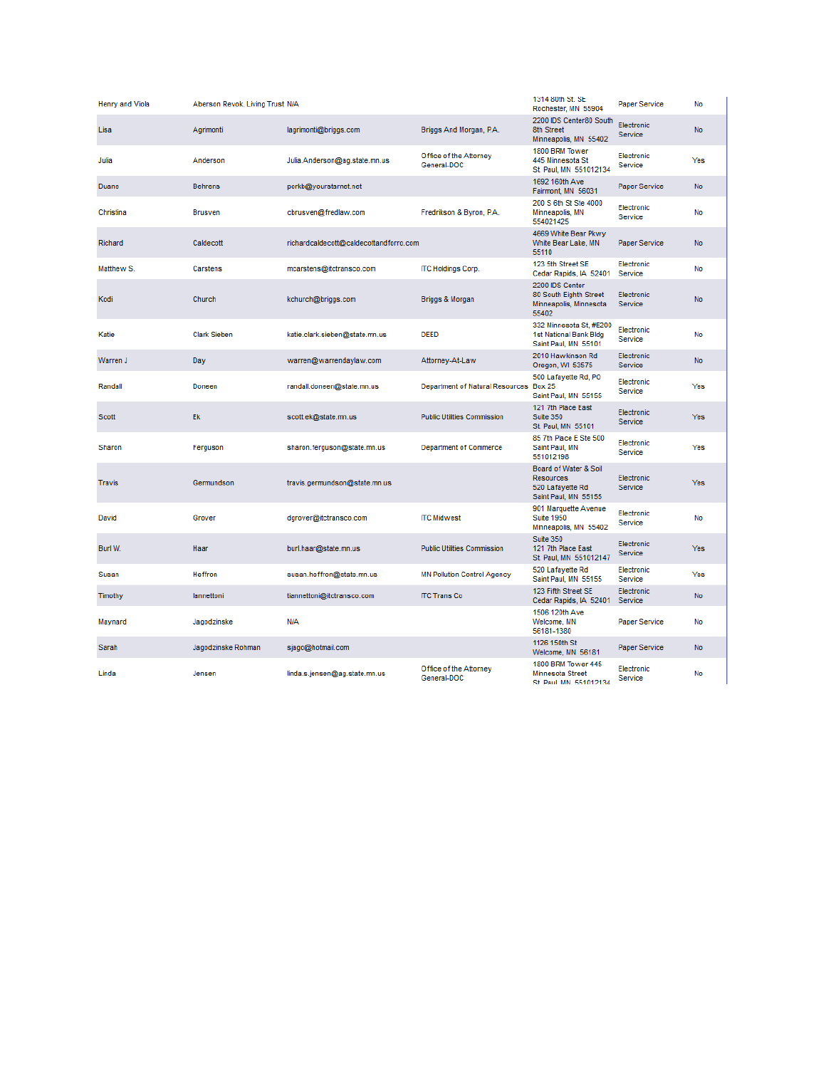| | | | | | | |
|---|---|---|---|---|---|---|
| Henry and Viola | Aberson Revok. Living Trust | N/A | | 1314 80th St. SE<br>Rochester, MN 55904 | Paper Service | No |
| Lisa | Agrimonti | lagrimonti@briggs.com | Briggs And Morgan, P.A. | 2200 IDS Center80 South 8th Street<br>Minneapolis, MN 55402 | Electronic Service | No |
| Julia | Anderson | Julia.Anderson@ag.state.mn.us | Office of the Attorney General-DOC | 1800 BRM Tower<br>445 Minnesota St<br>St. Paul, MN 551012134 | Electronic Service | Yes |
| Duane | Behrens | porkb@yourstarnet.net | | 1692 160th Ave<br>Fairmont, MN 56031 | Paper Service | No |
| Christina | Brusven | cbrusven@fredlaw.com | Fredrikson & Byron, P.A. | 200 S 6th St Ste 4000<br>Minneapolis, MN 554021425 | Electronic Service | No |
| Richard | Caldecott | richardcaldecott@caldecottandforrc.com | | 4669 White Bear Pkwy<br>White Bear Lake, MN 55110 | Paper Service | No |
| Matthew S. | Carstens | mcarstens@itctransco.com | ITC Holdings Corp. | 123 5th Street SE<br>Cedar Rapids, IA 52401 | Electronic Service | No |
| Kodi | Church | kchurch@briggs.com | Briggs & Morgan | 2200 IDS Center<br>80 South Eighth Street<br>Minneapolis, Minnesota 55402 | Electronic Service | No |
| Katie | Clark Sieben | katie.clark.sieben@state.mn.us | DEED | 332 Minnesota St, #E200<br>1st National Bank Bldg<br>Saint Paul, MN 55101 | Electronic Service | No |
| Warren J | Day | warren@warrendaylaw.com | Attorney-At-Law | 2010 Hawkinson Rd<br>Oregon, WI 53575 | Electronic Service | No |
| Randall | Doneen | randall.doneen@state.mn.us | Department of Natural Resources | 500 Lafayette Rd, PO Box 25<br>Saint Paul, MN 55155 | Electronic Service | Yes |
| Scott | Ek | scott.ek@state.mn.us | Public Utilities Commission | 121 7th Place East<br>Suite 350<br>St. Paul, MN 55101 | Electronic Service | Yes |
| Sharon | Ferguson | sharon.ferguson@state.mn.us | Department of Commerce | 85 7th Place E Ste 500<br>Saint Paul, MN 551012198 | Electronic Service | Yes |
| Travis | Germundson | travis.germundson@state.mn.us | | Board of Water & Soil Resources<br>520 Lafayette Rd<br>Saint Paul, MN 55155 | Electronic Service | Yes |
| David | Grover | dgrover@itctransco.com | ITC Midwest | 901 Marquette Avenue<br>Suite 1950<br>Minneapolis, MN 55402 | Electronic Service | No |
| Burl W. | Haar | burl.haar@state.mn.us | Public Utilities Commission | Suite 350<br>121 7th Place East<br>St. Paul, MN 551012147 | Electronic Service | Yes |
| Susan | Heffron | susan.heffron@state.mn.us | MN Pollution Control Agency | 520 Lafayette Rd<br>Saint Paul, MN 55155 | Electronic Service | Yes |
| Timothy | Iannettoni | tiannettoni@itctransco.com | ITC Trans Co | 123 Fifth Street SE<br>Cedar Rapids, IA 52401 | Electronic Service | No |
| Maynard | Jagodzinske | N/A | | 1506 120th Ave<br>Welcome, MN 56181-1380 | Paper Service | No |
| Sarah | Jagodzinske Rohman | sjago@hotmail.com | | 1126 150th St<br>Welcome, MN 56181 | Paper Service | No |
| Linda | Jensen | linda.s.jensen@ag.state.mn.us | Office of the Attorney General-DOC | 1800 BRM Tower 445 Minnesota Street<br>St. Paul, MN 551012134 | Electronic Service | No |